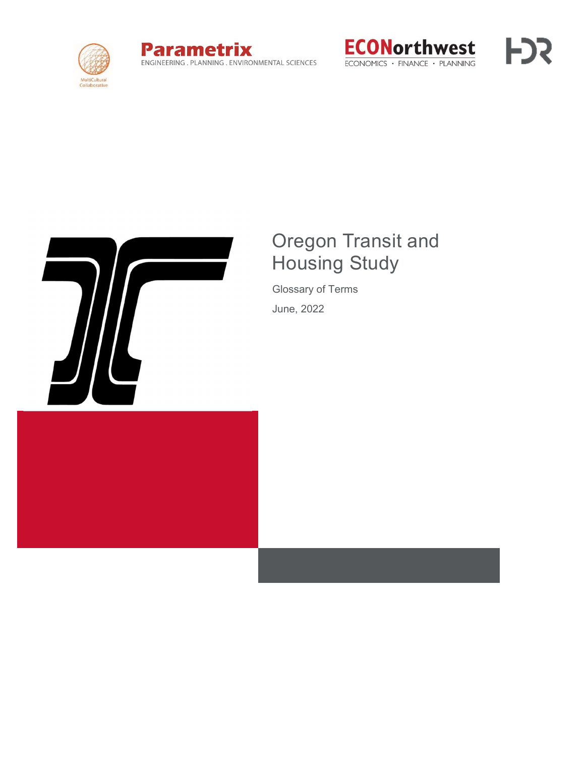MultiCultural Collaborative

**Parametrix**
ENGINEERING . PLANNING . ENVIRONMENTAL SCIENCES

**ECONorthwest**
ECONOMICS · FINANCE · PLANNING

HDR

# Oregon Transit and Housing Study

Glossary of Terms

June, 2022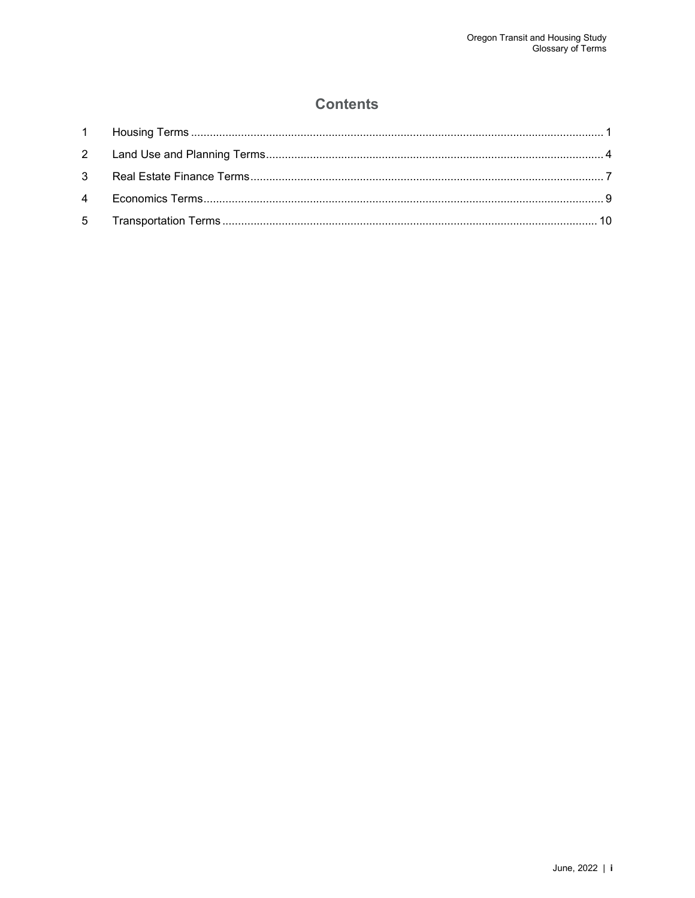# Contents

1 Housing Terms ........................................................................................................ 1

2 Land Use and Planning Terms ................................................................................ 4

3 Real Estate Finance Terms ..................................................................................... 7

4 Economics Terms .................................................................................................... 9

5 Transportation Terms ............................................................................................ 10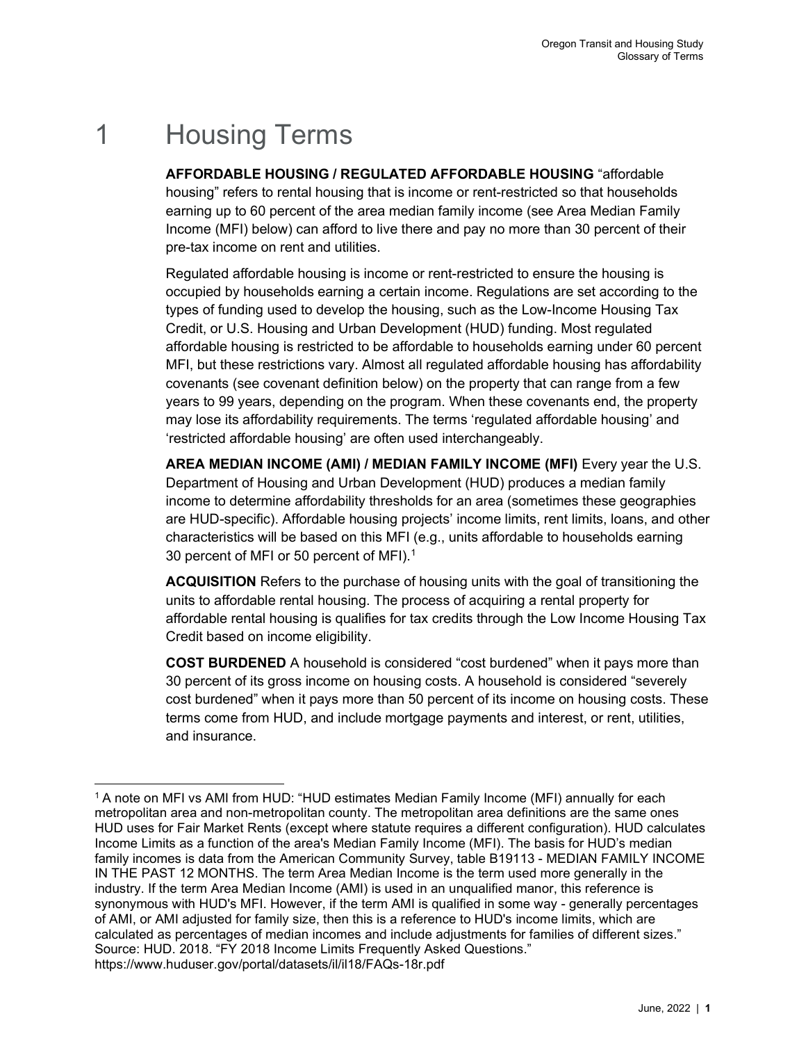# 1 Housing Terms

**AFFORDABLE HOUSING / REGULATED AFFORDABLE HOUSING** "affordable housing" refers to rental housing that is income or rent-restricted so that households earning up to 60 percent of the area median family income (see Area Median Family Income (MFI) below) can afford to live there and pay no more than 30 percent of their pre-tax income on rent and utilities.

Regulated affordable housing is income or rent-restricted to ensure the housing is occupied by households earning a certain income. Regulations are set according to the types of funding used to develop the housing, such as the Low-Income Housing Tax Credit, or U.S. Housing and Urban Development (HUD) funding. Most regulated affordable housing is restricted to be affordable to households earning under 60 percent MFI, but these restrictions vary. Almost all regulated affordable housing has affordability covenants (see covenant definition below) on the property that can range from a few years to 99 years, depending on the program. When these covenants end, the property may lose its affordability requirements. The terms 'regulated affordable housing' and 'restricted affordable housing' are often used interchangeably.

**AREA MEDIAN INCOME (AMI) / MEDIAN FAMILY INCOME (MFI)** Every year the U.S. Department of Housing and Urban Development (HUD) produces a median family income to determine affordability thresholds for an area (sometimes these geographies are HUD-specific). Affordable housing projects' income limits, rent limits, loans, and other characteristics will be based on this MFI (e.g., units affordable to households earning 30 percent of MFI or 50 percent of MFI).[1]

**ACQUISITION** Refers to the purchase of housing units with the goal of transitioning the units to affordable rental housing. The process of acquiring a rental property for affordable rental housing is qualifies for tax credits through the Low Income Housing Tax Credit based on income eligibility.

**COST BURDENED** A household is considered "cost burdened" when it pays more than 30 percent of its gross income on housing costs. A household is considered "severely cost burdened" when it pays more than 50 percent of its income on housing costs. These terms come from HUD, and include mortgage payments and interest, or rent, utilities, and insurance.

[1] A note on MFI vs AMI from HUD: "HUD estimates Median Family Income (MFI) annually for each metropolitan area and non-metropolitan county. The metropolitan area definitions are the same ones HUD uses for Fair Market Rents (except where statute requires a different configuration). HUD calculates Income Limits as a function of the area's Median Family Income (MFI). The basis for HUD's median family incomes is data from the American Community Survey, table B19113 - MEDIAN FAMILY INCOME IN THE PAST 12 MONTHS. The term Area Median Income is the term used more generally in the industry. If the term Area Median Income (AMI) is used in an unqualified manor, this reference is synonymous with HUD's MFI. However, if the term AMI is qualified in some way - generally percentages of AMI, or AMI adjusted for family size, then this is a reference to HUD's income limits, which are calculated as percentages of median incomes and include adjustments for families of different sizes." Source: HUD. 2018. "FY 2018 Income Limits Frequently Asked Questions." https://www.huduser.gov/portal/datasets/il/il18/FAQs-18r.pdf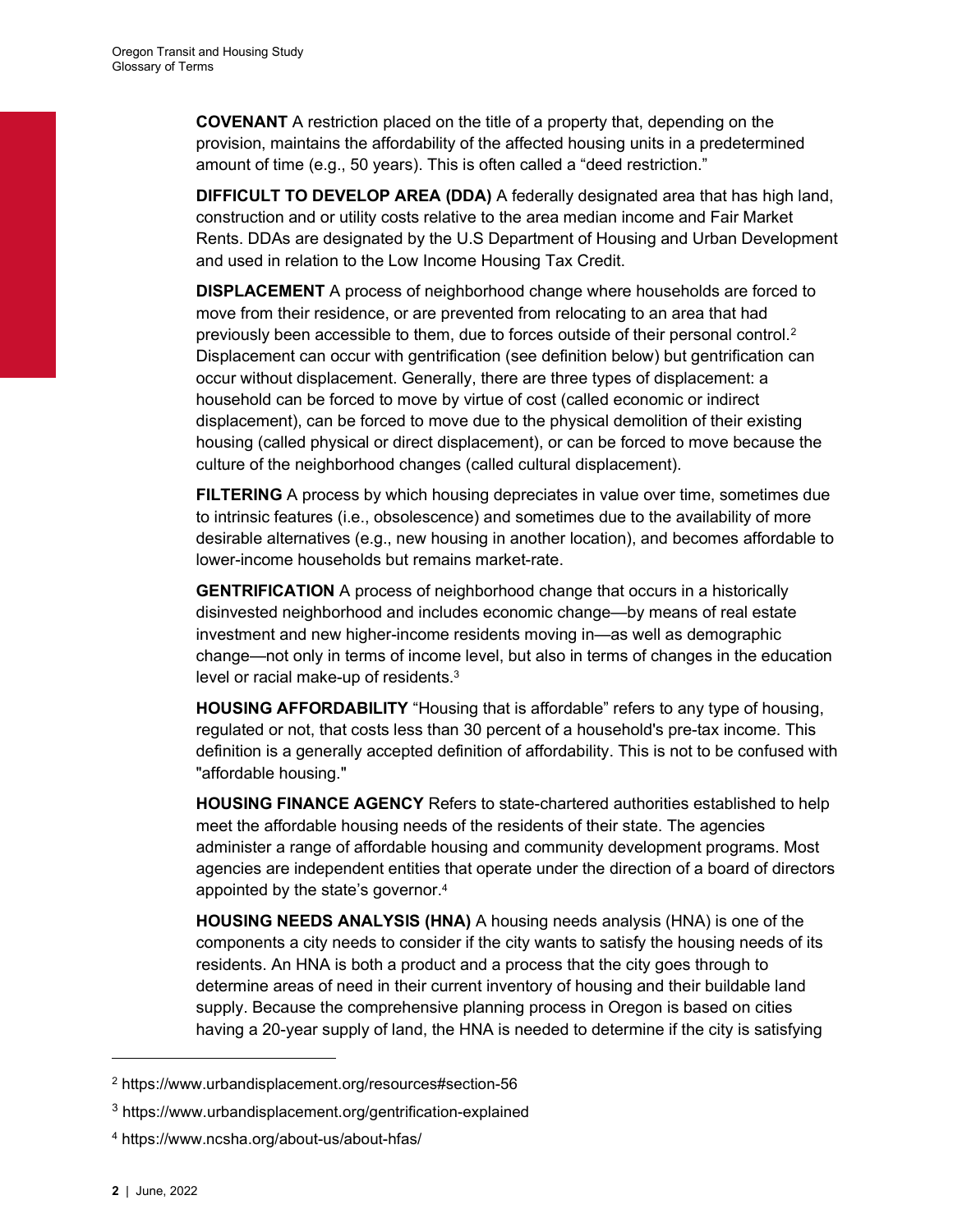**COVENANT** A restriction placed on the title of a property that, depending on the provision, maintains the affordability of the affected housing units in a predetermined amount of time (e.g., 50 years). This is often called a "deed restriction."

**DIFFICULT TO DEVELOP AREA (DDA)** A federally designated area that has high land, construction and or utility costs relative to the area median income and Fair Market Rents. DDAs are designated by the U.S Department of Housing and Urban Development and used in relation to the Low Income Housing Tax Credit.

**DISPLACEMENT** A process of neighborhood change where households are forced to move from their residence, or are prevented from relocating to an area that had previously been accessible to them, due to forces outside of their personal control.[2] Displacement can occur with gentrification (see definition below) but gentrification can occur without displacement. Generally, there are three types of displacement: a household can be forced to move by virtue of cost (called economic or indirect displacement), can be forced to move due to the physical demolition of their existing housing (called physical or direct displacement), or can be forced to move because the culture of the neighborhood changes (called cultural displacement).

**FILTERING** A process by which housing depreciates in value over time, sometimes due to intrinsic features (i.e., obsolescence) and sometimes due to the availability of more desirable alternatives (e.g., new housing in another location), and becomes affordable to lower-income households but remains market-rate.

**GENTRIFICATION** A process of neighborhood change that occurs in a historically disinvested neighborhood and includes economic change—by means of real estate investment and new higher-income residents moving in—as well as demographic change—not only in terms of income level, but also in terms of changes in the education level or racial make-up of residents.[3]

**HOUSING AFFORDABILITY** "Housing that is affordable" refers to any type of housing, regulated or not, that costs less than 30 percent of a household's pre-tax income. This definition is a generally accepted definition of affordability. This is not to be confused with "affordable housing."

**HOUSING FINANCE AGENCY** Refers to state-chartered authorities established to help meet the affordable housing needs of the residents of their state. The agencies administer a range of affordable housing and community development programs. Most agencies are independent entities that operate under the direction of a board of directors appointed by the state's governor.[4]

**HOUSING NEEDS ANALYSIS (HNA)** A housing needs analysis (HNA) is one of the components a city needs to consider if the city wants to satisfy the housing needs of its residents. An HNA is both a product and a process that the city goes through to determine areas of need in their current inventory of housing and their buildable land supply. Because the comprehensive planning process in Oregon is based on cities having a 20-year supply of land, the HNA is needed to determine if the city is satisfying

[2] https://www.urbandisplacement.org/resources#section-56

[3] https://www.urbandisplacement.org/gentrification-explained

[4] https://www.ncsha.org/about-us/about-hfas/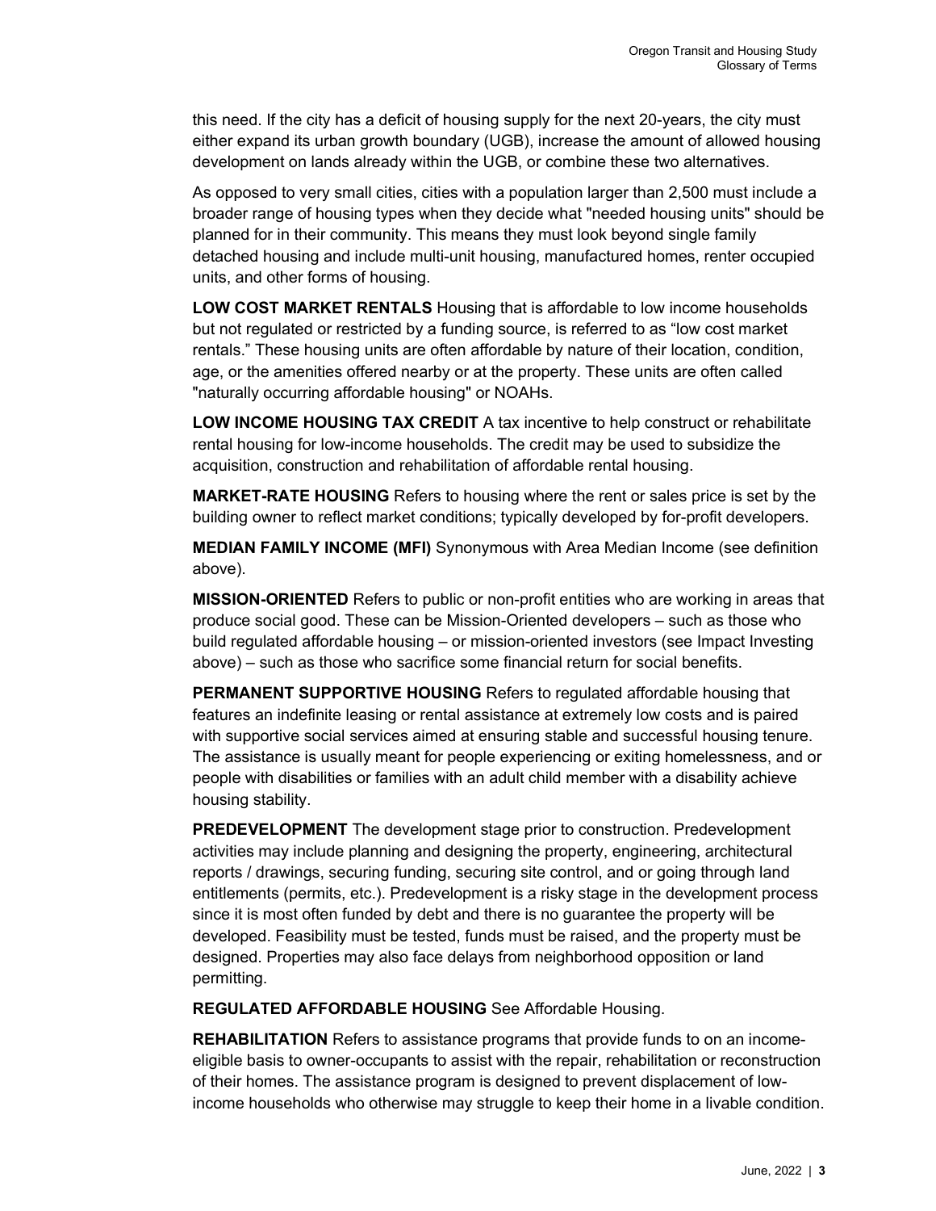this need. If the city has a deficit of housing supply for the next 20-years, the city must either expand its urban growth boundary (UGB), increase the amount of allowed housing development on lands already within the UGB, or combine these two alternatives.

As opposed to very small cities, cities with a population larger than 2,500 must include a broader range of housing types when they decide what "needed housing units" should be planned for in their community. This means they must look beyond single family detached housing and include multi-unit housing, manufactured homes, renter occupied units, and other forms of housing.

**LOW COST MARKET RENTALS** Housing that is affordable to low income households but not regulated or restricted by a funding source, is referred to as "low cost market rentals." These housing units are often affordable by nature of their location, condition, age, or the amenities offered nearby or at the property. These units are often called "naturally occurring affordable housing" or NOAHs.

**LOW INCOME HOUSING TAX CREDIT** A tax incentive to help construct or rehabilitate rental housing for low-income households. The credit may be used to subsidize the acquisition, construction and rehabilitation of affordable rental housing.

**MARKET-RATE HOUSING** Refers to housing where the rent or sales price is set by the building owner to reflect market conditions; typically developed by for-profit developers.

**MEDIAN FAMILY INCOME (MFI)** Synonymous with Area Median Income (see definition above).

**MISSION-ORIENTED** Refers to public or non-profit entities who are working in areas that produce social good. These can be Mission-Oriented developers – such as those who build regulated affordable housing – or mission-oriented investors (see Impact Investing above) – such as those who sacrifice some financial return for social benefits.

**PERMANENT SUPPORTIVE HOUSING** Refers to regulated affordable housing that features an indefinite leasing or rental assistance at extremely low costs and is paired with supportive social services aimed at ensuring stable and successful housing tenure. The assistance is usually meant for people experiencing or exiting homelessness, and or people with disabilities or families with an adult child member with a disability achieve housing stability.

**PREDEVELOPMENT** The development stage prior to construction. Predevelopment activities may include planning and designing the property, engineering, architectural reports / drawings, securing funding, securing site control, and or going through land entitlements (permits, etc.). Predevelopment is a risky stage in the development process since it is most often funded by debt and there is no guarantee the property will be developed. Feasibility must be tested, funds must be raised, and the property must be designed. Properties may also face delays from neighborhood opposition or land permitting.

**REGULATED AFFORDABLE HOUSING** See Affordable Housing.

**REHABILITATION** Refers to assistance programs that provide funds to on an income-eligible basis to owner-occupants to assist with the repair, rehabilitation or reconstruction of their homes. The assistance program is designed to prevent displacement of low-income households who otherwise may struggle to keep their home in a livable condition.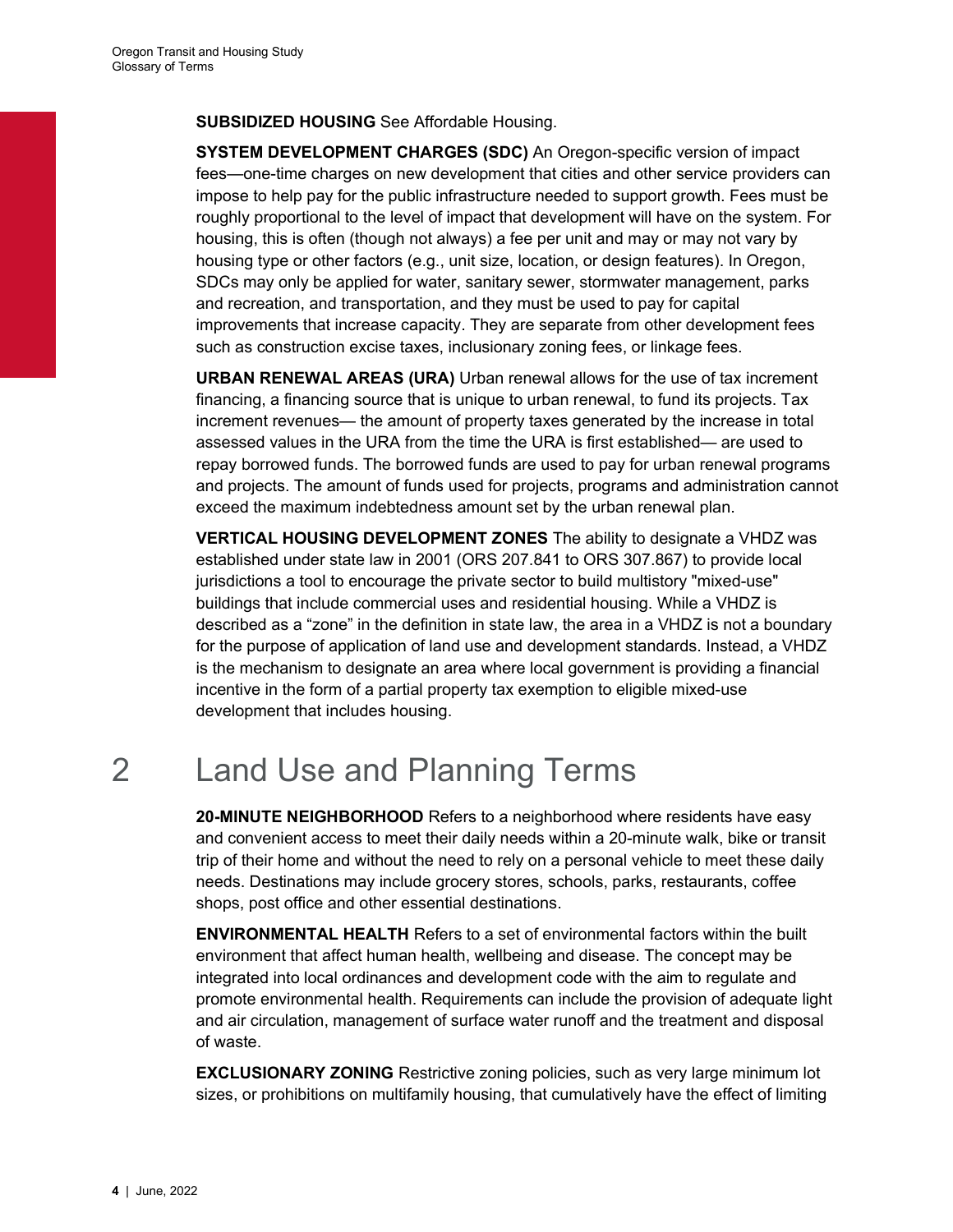**SUBSIDIZED HOUSING** See Affordable Housing.

**SYSTEM DEVELOPMENT CHARGES (SDC)** An Oregon-specific version of impact fees—one-time charges on new development that cities and other service providers can impose to help pay for the public infrastructure needed to support growth. Fees must be roughly proportional to the level of impact that development will have on the system. For housing, this is often (though not always) a fee per unit and may or may not vary by housing type or other factors (e.g., unit size, location, or design features). In Oregon, SDCs may only be applied for water, sanitary sewer, stormwater management, parks and recreation, and transportation, and they must be used to pay for capital improvements that increase capacity. They are separate from other development fees such as construction excise taxes, inclusionary zoning fees, or linkage fees.

**URBAN RENEWAL AREAS (URA)** Urban renewal allows for the use of tax increment financing, a financing source that is unique to urban renewal, to fund its projects. Tax increment revenues— the amount of property taxes generated by the increase in total assessed values in the URA from the time the URA is first established— are used to repay borrowed funds. The borrowed funds are used to pay for urban renewal programs and projects. The amount of funds used for projects, programs and administration cannot exceed the maximum indebtedness amount set by the urban renewal plan.

**VERTICAL HOUSING DEVELOPMENT ZONES** The ability to designate a VHDZ was established under state law in 2001 (ORS 207.841 to ORS 307.867) to provide local jurisdictions a tool to encourage the private sector to build multistory "mixed-use" buildings that include commercial uses and residential housing. While a VHDZ is described as a "zone" in the definition in state law, the area in a VHDZ is not a boundary for the purpose of application of land use and development standards. Instead, a VHDZ is the mechanism to designate an area where local government is providing a financial incentive in the form of a partial property tax exemption to eligible mixed-use development that includes housing.

# 2 Land Use and Planning Terms

**20-MINUTE NEIGHBORHOOD** Refers to a neighborhood where residents have easy and convenient access to meet their daily needs within a 20-minute walk, bike or transit trip of their home and without the need to rely on a personal vehicle to meet these daily needs. Destinations may include grocery stores, schools, parks, restaurants, coffee shops, post office and other essential destinations.

**ENVIRONMENTAL HEALTH** Refers to a set of environmental factors within the built environment that affect human health, wellbeing and disease. The concept may be integrated into local ordinances and development code with the aim to regulate and promote environmental health. Requirements can include the provision of adequate light and air circulation, management of surface water runoff and the treatment and disposal of waste.

**EXCLUSIONARY ZONING** Restrictive zoning policies, such as very large minimum lot sizes, or prohibitions on multifamily housing, that cumulatively have the effect of limiting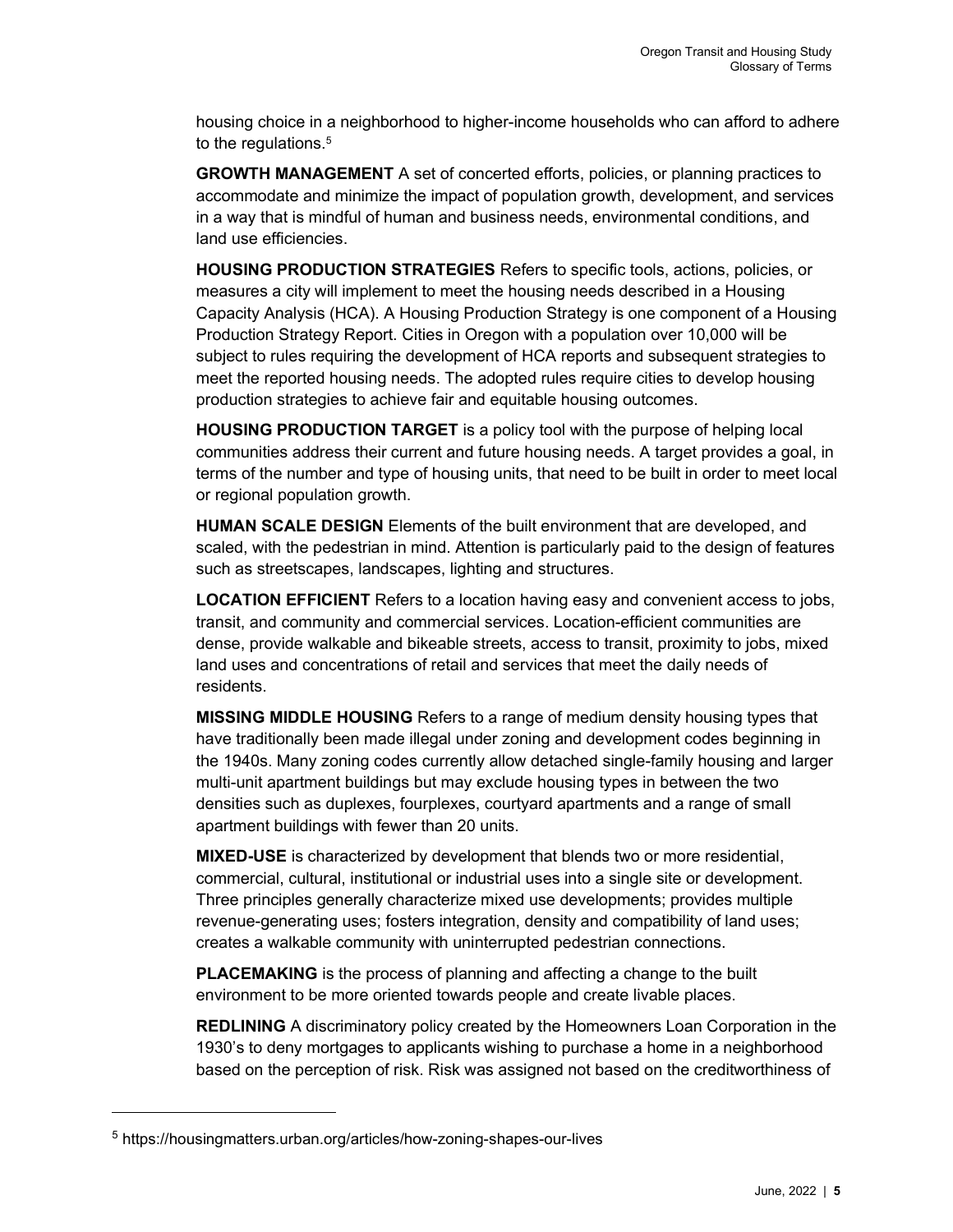housing choice in a neighborhood to higher-income households who can afford to adhere to the regulations.[5]

**GROWTH MANAGEMENT** A set of concerted efforts, policies, or planning practices to accommodate and minimize the impact of population growth, development, and services in a way that is mindful of human and business needs, environmental conditions, and land use efficiencies.

**HOUSING PRODUCTION STRATEGIES** Refers to specific tools, actions, policies, or measures a city will implement to meet the housing needs described in a Housing Capacity Analysis (HCA). A Housing Production Strategy is one component of a Housing Production Strategy Report. Cities in Oregon with a population over 10,000 will be subject to rules requiring the development of HCA reports and subsequent strategies to meet the reported housing needs. The adopted rules require cities to develop housing production strategies to achieve fair and equitable housing outcomes.

**HOUSING PRODUCTION TARGET** is a policy tool with the purpose of helping local communities address their current and future housing needs. A target provides a goal, in terms of the number and type of housing units, that need to be built in order to meet local or regional population growth.

**HUMAN SCALE DESIGN** Elements of the built environment that are developed, and scaled, with the pedestrian in mind. Attention is particularly paid to the design of features such as streetscapes, landscapes, lighting and structures.

**LOCATION EFFICIENT** Refers to a location having easy and convenient access to jobs, transit, and community and commercial services. Location-efficient communities are dense, provide walkable and bikeable streets, access to transit, proximity to jobs, mixed land uses and concentrations of retail and services that meet the daily needs of residents.

**MISSING MIDDLE HOUSING** Refers to a range of medium density housing types that have traditionally been made illegal under zoning and development codes beginning in the 1940s. Many zoning codes currently allow detached single-family housing and larger multi-unit apartment buildings but may exclude housing types in between the two densities such as duplexes, fourplexes, courtyard apartments and a range of small apartment buildings with fewer than 20 units.

**MIXED-USE** is characterized by development that blends two or more residential, commercial, cultural, institutional or industrial uses into a single site or development. Three principles generally characterize mixed use developments; provides multiple revenue-generating uses; fosters integration, density and compatibility of land uses; creates a walkable community with uninterrupted pedestrian connections.

**PLACEMAKING** is the process of planning and affecting a change to the built environment to be more oriented towards people and create livable places.

**REDLINING** A discriminatory policy created by the Homeowners Loan Corporation in the 1930's to deny mortgages to applicants wishing to purchase a home in a neighborhood based on the perception of risk. Risk was assigned not based on the creditworthiness of

[5] https://housingmatters.urban.org/articles/how-zoning-shapes-our-lives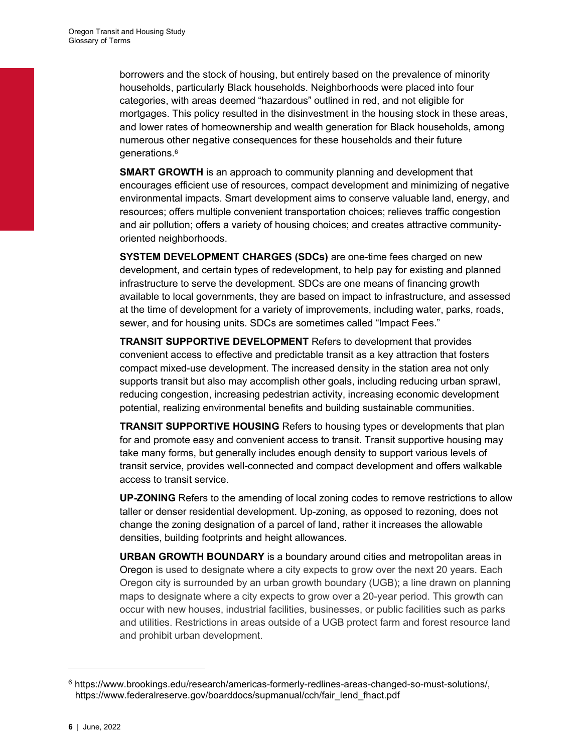borrowers and the stock of housing, but entirely based on the prevalence of minority households, particularly Black households. Neighborhoods were placed into four categories, with areas deemed "hazardous" outlined in red, and not eligible for mortgages. This policy resulted in the disinvestment in the housing stock in these areas, and lower rates of homeownership and wealth generation for Black households, among numerous other negative consequences for these households and their future generations.[6]

**SMART GROWTH** is an approach to community planning and development that encourages efficient use of resources, compact development and minimizing of negative environmental impacts. Smart development aims to conserve valuable land, energy, and resources; offers multiple convenient transportation choices; relieves traffic congestion and air pollution; offers a variety of housing choices; and creates attractive community-oriented neighborhoods.

**SYSTEM DEVELOPMENT CHARGES (SDCs)** are one-time fees charged on new development, and certain types of redevelopment, to help pay for existing and planned infrastructure to serve the development. SDCs are one means of financing growth available to local governments, they are based on impact to infrastructure, and assessed at the time of development for a variety of improvements, including water, parks, roads, sewer, and for housing units. SDCs are sometimes called "Impact Fees."

**TRANSIT SUPPORTIVE DEVELOPMENT** Refers to development that provides convenient access to effective and predictable transit as a key attraction that fosters compact mixed-use development. The increased density in the station area not only supports transit but also may accomplish other goals, including reducing urban sprawl, reducing congestion, increasing pedestrian activity, increasing economic development potential, realizing environmental benefits and building sustainable communities.

**TRANSIT SUPPORTIVE HOUSING** Refers to housing types or developments that plan for and promote easy and convenient access to transit. Transit supportive housing may take many forms, but generally includes enough density to support various levels of transit service, provides well-connected and compact development and offers walkable access to transit service.

**UP-ZONING** Refers to the amending of local zoning codes to remove restrictions to allow taller or denser residential development. Up-zoning, as opposed to rezoning, does not change the zoning designation of a parcel of land, rather it increases the allowable densities, building footprints and height allowances.

**URBAN GROWTH BOUNDARY** is a boundary around cities and metropolitan areas in Oregon is used to designate where a city expects to grow over the next 20 years. Each Oregon city is surrounded by an urban growth boundary (UGB); a line drawn on planning maps to designate where a city expects to grow over a 20-year period. This growth can occur with new houses, industrial facilities, businesses, or public facilities such as parks and utilities. Restrictions in areas outside of a UGB protect farm and forest resource land and prohibit urban development.

---

[6] https://www.brookings.edu/research/americas-formerly-redlines-areas-changed-so-must-solutions/, https://www.federalreserve.gov/boarddocs/supmanual/cch/fair_lend_fhact.pdf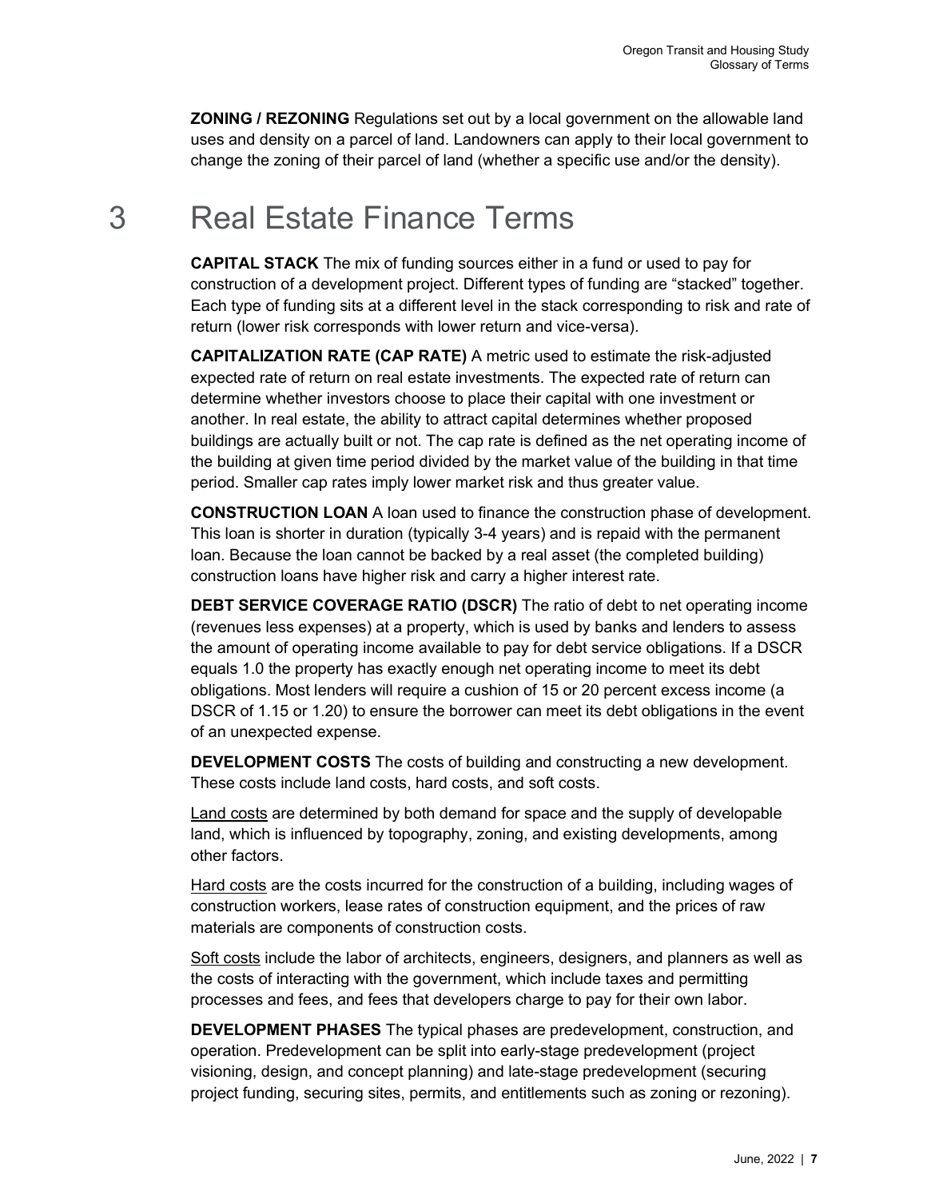**ZONING / REZONING** Regulations set out by a local government on the allowable land uses and density on a parcel of land. Landowners can apply to their local government to change the zoning of their parcel of land (whether a specific use and/or the density).

# 3 Real Estate Finance Terms

**CAPITAL STACK** The mix of funding sources either in a fund or used to pay for construction of a development project. Different types of funding are "stacked" together. Each type of funding sits at a different level in the stack corresponding to risk and rate of return (lower risk corresponds with lower return and vice-versa).

**CAPITALIZATION RATE (CAP RATE)** A metric used to estimate the risk-adjusted expected rate of return on real estate investments. The expected rate of return can determine whether investors choose to place their capital with one investment or another. In real estate, the ability to attract capital determines whether proposed buildings are actually built or not. The cap rate is defined as the net operating income of the building at given time period divided by the market value of the building in that time period. Smaller cap rates imply lower market risk and thus greater value.

**CONSTRUCTION LOAN** A loan used to finance the construction phase of development. This loan is shorter in duration (typically 3-4 years) and is repaid with the permanent loan. Because the loan cannot be backed by a real asset (the completed building) construction loans have higher risk and carry a higher interest rate.

**DEBT SERVICE COVERAGE RATIO (DSCR)** The ratio of debt to net operating income (revenues less expenses) at a property, which is used by banks and lenders to assess the amount of operating income available to pay for debt service obligations. If a DSCR equals 1.0 the property has exactly enough net operating income to meet its debt obligations. Most lenders will require a cushion of 15 or 20 percent excess income (a DSCR of 1.15 or 1.20) to ensure the borrower can meet its debt obligations in the event of an unexpected expense.

**DEVELOPMENT COSTS** The costs of building and constructing a new development. These costs include land costs, hard costs, and soft costs.

Land costs are determined by both demand for space and the supply of developable land, which is influenced by topography, zoning, and existing developments, among other factors.

Hard costs are the costs incurred for the construction of a building, including wages of construction workers, lease rates of construction equipment, and the prices of raw materials are components of construction costs.

Soft costs include the labor of architects, engineers, designers, and planners as well as the costs of interacting with the government, which include taxes and permitting processes and fees, and fees that developers charge to pay for their own labor.

**DEVELOPMENT PHASES** The typical phases are predevelopment, construction, and operation. Predevelopment can be split into early-stage predevelopment (project visioning, design, and concept planning) and late-stage predevelopment (securing project funding, securing sites, permits, and entitlements such as zoning or rezoning).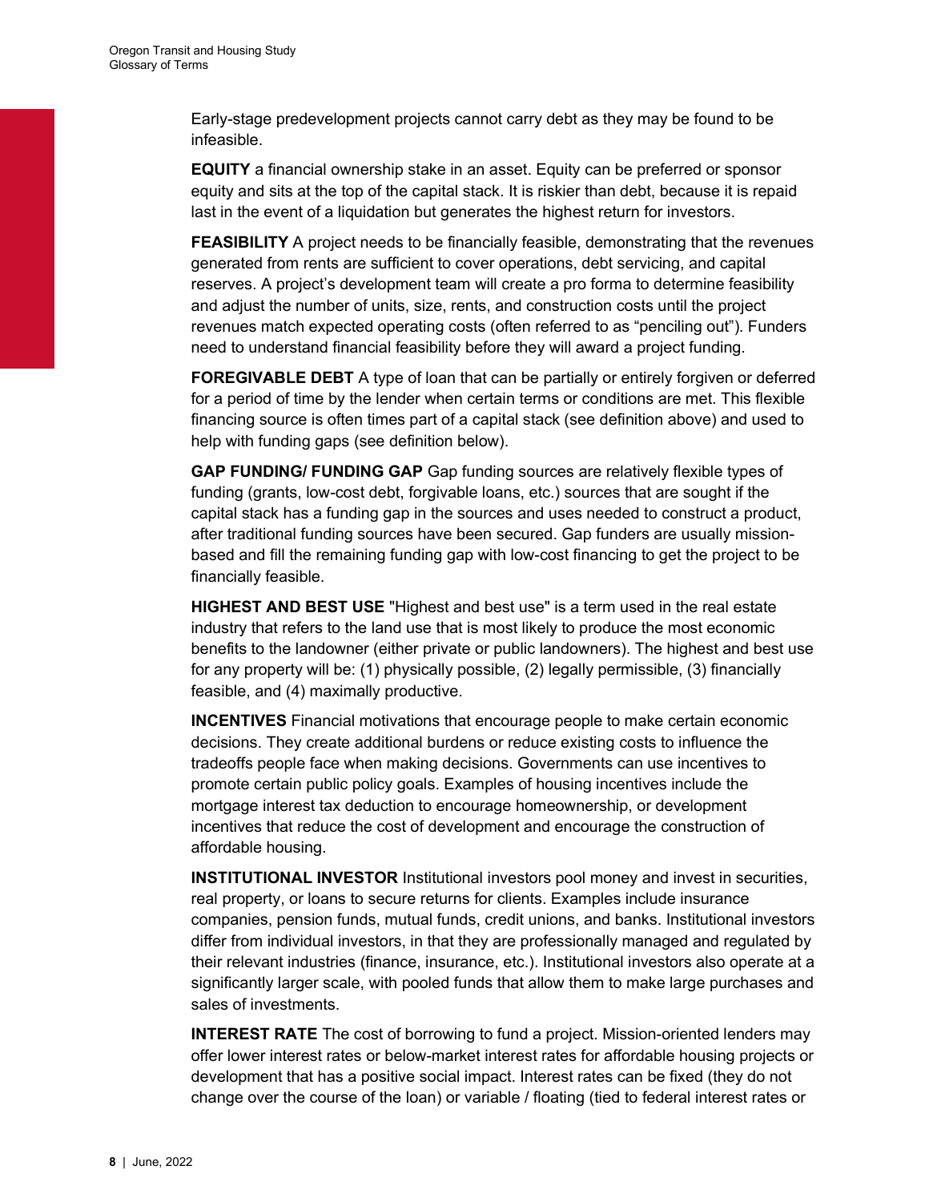Early-stage predevelopment projects cannot carry debt as they may be found to be infeasible.

**EQUITY** a financial ownership stake in an asset. Equity can be preferred or sponsor equity and sits at the top of the capital stack. It is riskier than debt, because it is repaid last in the event of a liquidation but generates the highest return for investors.

**FEASIBILITY** A project needs to be financially feasible, demonstrating that the revenues generated from rents are sufficient to cover operations, debt servicing, and capital reserves. A project's development team will create a pro forma to determine feasibility and adjust the number of units, size, rents, and construction costs until the project revenues match expected operating costs (often referred to as "penciling out"). Funders need to understand financial feasibility before they will award a project funding.

**FOREGIVABLE DEBT** A type of loan that can be partially or entirely forgiven or deferred for a period of time by the lender when certain terms or conditions are met. This flexible financing source is often times part of a capital stack (see definition above) and used to help with funding gaps (see definition below).

**GAP FUNDING/ FUNDING GAP** Gap funding sources are relatively flexible types of funding (grants, low-cost debt, forgivable loans, etc.) sources that are sought if the capital stack has a funding gap in the sources and uses needed to construct a product, after traditional funding sources have been secured. Gap funders are usually mission-based and fill the remaining funding gap with low-cost financing to get the project to be financially feasible.

**HIGHEST AND BEST USE** "Highest and best use" is a term used in the real estate industry that refers to the land use that is most likely to produce the most economic benefits to the landowner (either private or public landowners). The highest and best use for any property will be: (1) physically possible, (2) legally permissible, (3) financially feasible, and (4) maximally productive.

**INCENTIVES** Financial motivations that encourage people to make certain economic decisions. They create additional burdens or reduce existing costs to influence the tradeoffs people face when making decisions. Governments can use incentives to promote certain public policy goals. Examples of housing incentives include the mortgage interest tax deduction to encourage homeownership, or development incentives that reduce the cost of development and encourage the construction of affordable housing.

**INSTITUTIONAL INVESTOR** Institutional investors pool money and invest in securities, real property, or loans to secure returns for clients. Examples include insurance companies, pension funds, mutual funds, credit unions, and banks. Institutional investors differ from individual investors, in that they are professionally managed and regulated by their relevant industries (finance, insurance, etc.). Institutional investors also operate at a significantly larger scale, with pooled funds that allow them to make large purchases and sales of investments.

**INTEREST RATE** The cost of borrowing to fund a project. Mission-oriented lenders may offer lower interest rates or below-market interest rates for affordable housing projects or development that has a positive social impact. Interest rates can be fixed (they do not change over the course of the loan) or variable / floating (tied to federal interest rates or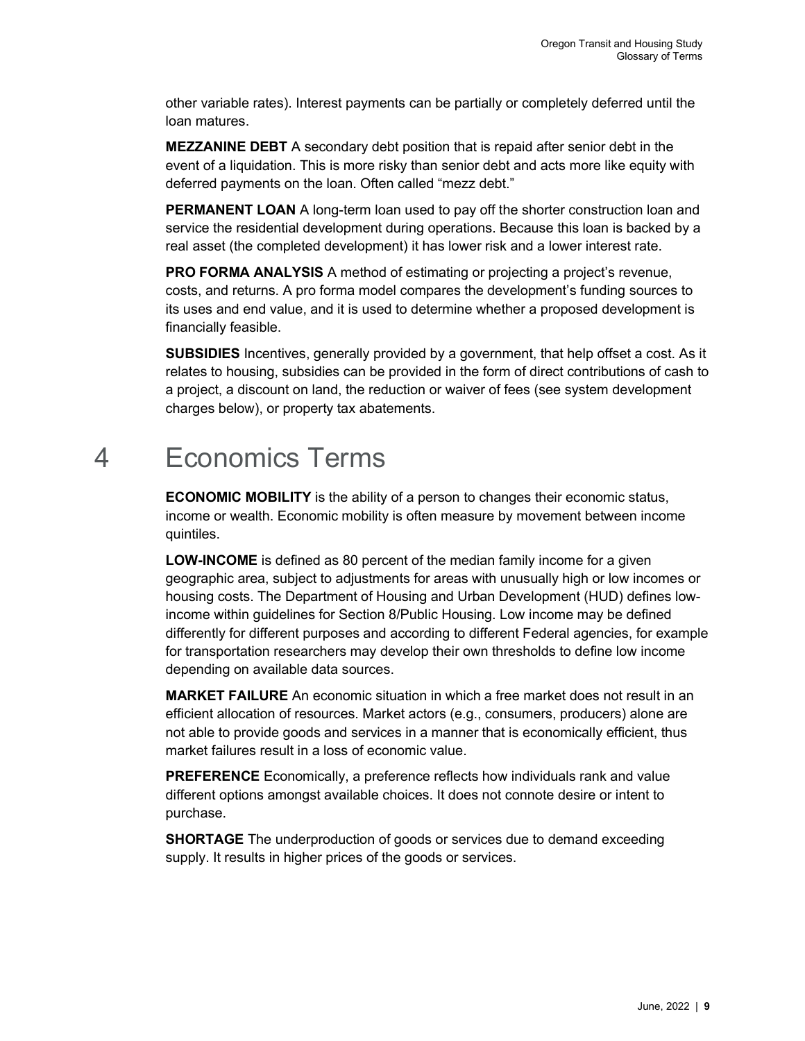other variable rates). Interest payments can be partially or completely deferred until the loan matures.

**MEZZANINE DEBT** A secondary debt position that is repaid after senior debt in the event of a liquidation. This is more risky than senior debt and acts more like equity with deferred payments on the loan. Often called "mezz debt."

**PERMANENT LOAN** A long-term loan used to pay off the shorter construction loan and service the residential development during operations. Because this loan is backed by a real asset (the completed development) it has lower risk and a lower interest rate.

**PRO FORMA ANALYSIS** A method of estimating or projecting a project's revenue, costs, and returns. A pro forma model compares the development's funding sources to its uses and end value, and it is used to determine whether a proposed development is financially feasible.

**SUBSIDIES** Incentives, generally provided by a government, that help offset a cost. As it relates to housing, subsidies can be provided in the form of direct contributions of cash to a project, a discount on land, the reduction or waiver of fees (see system development charges below), or property tax abatements.

# 4 Economics Terms

**ECONOMIC MOBILITY** is the ability of a person to changes their economic status, income or wealth. Economic mobility is often measure by movement between income quintiles.

**LOW-INCOME** is defined as 80 percent of the median family income for a given geographic area, subject to adjustments for areas with unusually high or low incomes or housing costs. The Department of Housing and Urban Development (HUD) defines low-income within guidelines for Section 8/Public Housing. Low income may be defined differently for different purposes and according to different Federal agencies, for example for transportation researchers may develop their own thresholds to define low income depending on available data sources.

**MARKET FAILURE** An economic situation in which a free market does not result in an efficient allocation of resources. Market actors (e.g., consumers, producers) alone are not able to provide goods and services in a manner that is economically efficient, thus market failures result in a loss of economic value.

**PREFERENCE** Economically, a preference reflects how individuals rank and value different options amongst available choices. It does not connote desire or intent to purchase.

**SHORTAGE** The underproduction of goods or services due to demand exceeding supply. It results in higher prices of the goods or services.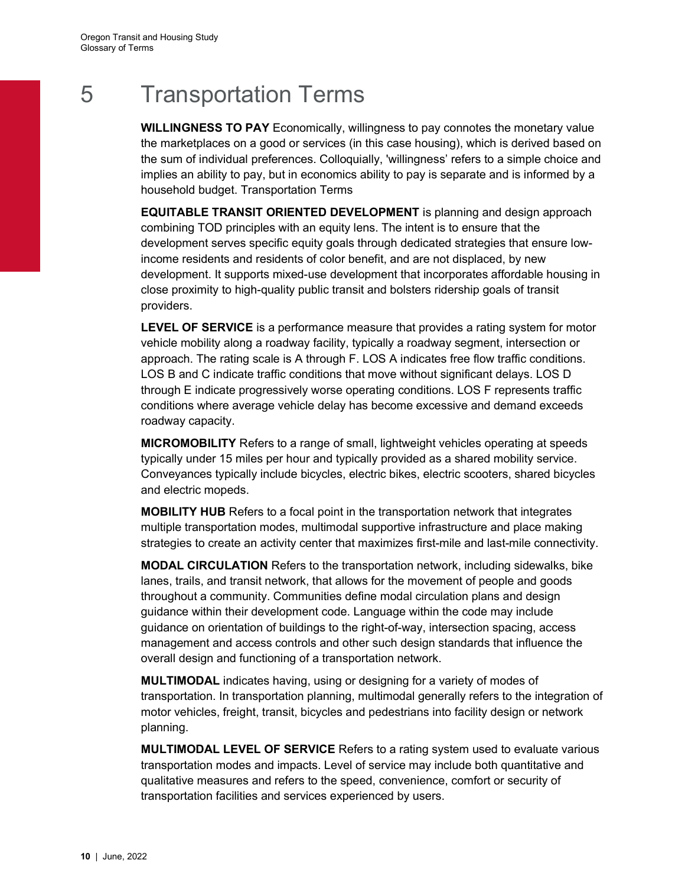# 5 Transportation Terms

**WILLINGNESS TO PAY** Economically, willingness to pay connotes the monetary value the marketplaces on a good or services (in this case housing), which is derived based on the sum of individual preferences. Colloquially, 'willingness' refers to a simple choice and implies an ability to pay, but in economics ability to pay is separate and is informed by a household budget. Transportation Terms

**EQUITABLE TRANSIT ORIENTED DEVELOPMENT** is planning and design approach combining TOD principles with an equity lens. The intent is to ensure that the development serves specific equity goals through dedicated strategies that ensure low-income residents and residents of color benefit, and are not displaced, by new development. It supports mixed-use development that incorporates affordable housing in close proximity to high-quality public transit and bolsters ridership goals of transit providers.

**LEVEL OF SERVICE** is a performance measure that provides a rating system for motor vehicle mobility along a roadway facility, typically a roadway segment, intersection or approach. The rating scale is A through F. LOS A indicates free flow traffic conditions. LOS B and C indicate traffic conditions that move without significant delays. LOS D through E indicate progressively worse operating conditions. LOS F represents traffic conditions where average vehicle delay has become excessive and demand exceeds roadway capacity.

**MICROMOBILITY** Refers to a range of small, lightweight vehicles operating at speeds typically under 15 miles per hour and typically provided as a shared mobility service. Conveyances typically include bicycles, electric bikes, electric scooters, shared bicycles and electric mopeds.

**MOBILITY HUB** Refers to a focal point in the transportation network that integrates multiple transportation modes, multimodal supportive infrastructure and place making strategies to create an activity center that maximizes first-mile and last-mile connectivity.

**MODAL CIRCULATION** Refers to the transportation network, including sidewalks, bike lanes, trails, and transit network, that allows for the movement of people and goods throughout a community. Communities define modal circulation plans and design guidance within their development code. Language within the code may include guidance on orientation of buildings to the right-of-way, intersection spacing, access management and access controls and other such design standards that influence the overall design and functioning of a transportation network.

**MULTIMODAL** indicates having, using or designing for a variety of modes of transportation. In transportation planning, multimodal generally refers to the integration of motor vehicles, freight, transit, bicycles and pedestrians into facility design or network planning.

**MULTIMODAL LEVEL OF SERVICE** Refers to a rating system used to evaluate various transportation modes and impacts. Level of service may include both quantitative and qualitative measures and refers to the speed, convenience, comfort or security of transportation facilities and services experienced by users.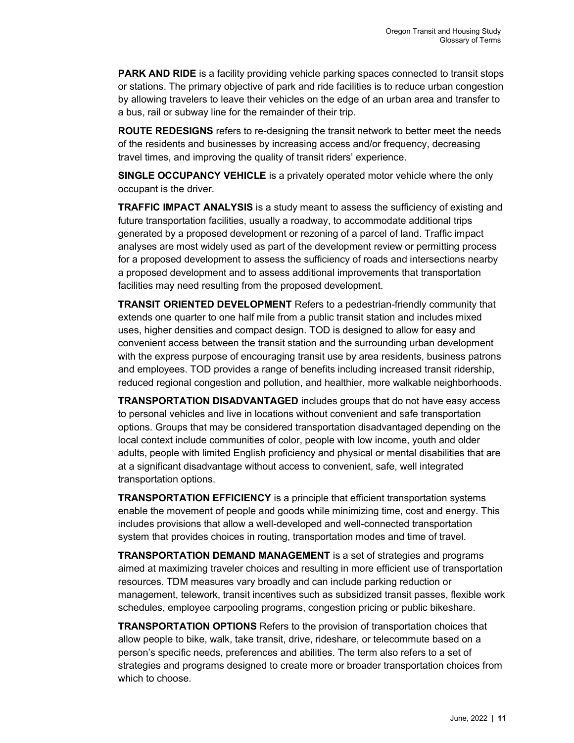**PARK AND RIDE** is a facility providing vehicle parking spaces connected to transit stops or stations. The primary objective of park and ride facilities is to reduce urban congestion by allowing travelers to leave their vehicles on the edge of an urban area and transfer to a bus, rail or subway line for the remainder of their trip.

**ROUTE REDESIGNS** refers to re-designing the transit network to better meet the needs of the residents and businesses by increasing access and/or frequency, decreasing travel times, and improving the quality of transit riders' experience.

**SINGLE OCCUPANCY VEHICLE** is a privately operated motor vehicle where the only occupant is the driver.

**TRAFFIC IMPACT ANALYSIS** is a study meant to assess the sufficiency of existing and future transportation facilities, usually a roadway, to accommodate additional trips generated by a proposed development or rezoning of a parcel of land. Traffic impact analyses are most widely used as part of the development review or permitting process for a proposed development to assess the sufficiency of roads and intersections nearby a proposed development and to assess additional improvements that transportation facilities may need resulting from the proposed development.

**TRANSIT ORIENTED DEVELOPMENT** Refers to a pedestrian-friendly community that extends one quarter to one half mile from a public transit station and includes mixed uses, higher densities and compact design. TOD is designed to allow for easy and convenient access between the transit station and the surrounding urban development with the express purpose of encouraging transit use by area residents, business patrons and employees. TOD provides a range of benefits including increased transit ridership, reduced regional congestion and pollution, and healthier, more walkable neighborhoods.

**TRANSPORTATION DISADVANTAGED** includes groups that do not have easy access to personal vehicles and live in locations without convenient and safe transportation options. Groups that may be considered transportation disadvantaged depending on the local context include communities of color, people with low income, youth and older adults, people with limited English proficiency and physical or mental disabilities that are at a significant disadvantage without access to convenient, safe, well integrated transportation options.

**TRANSPORTATION EFFICIENCY** is a principle that efficient transportation systems enable the movement of people and goods while minimizing time, cost and energy. This includes provisions that allow a well-developed and well-connected transportation system that provides choices in routing, transportation modes and time of travel.

**TRANSPORTATION DEMAND MANAGEMENT** is a set of strategies and programs aimed at maximizing traveler choices and resulting in more efficient use of transportation resources. TDM measures vary broadly and can include parking reduction or management, telework, transit incentives such as subsidized transit passes, flexible work schedules, employee carpooling programs, congestion pricing or public bikeshare.

**TRANSPORTATION OPTIONS** Refers to the provision of transportation choices that allow people to bike, walk, take transit, drive, rideshare, or telecommute based on a person's specific needs, preferences and abilities. The term also refers to a set of strategies and programs designed to create more or broader transportation choices from which to choose.